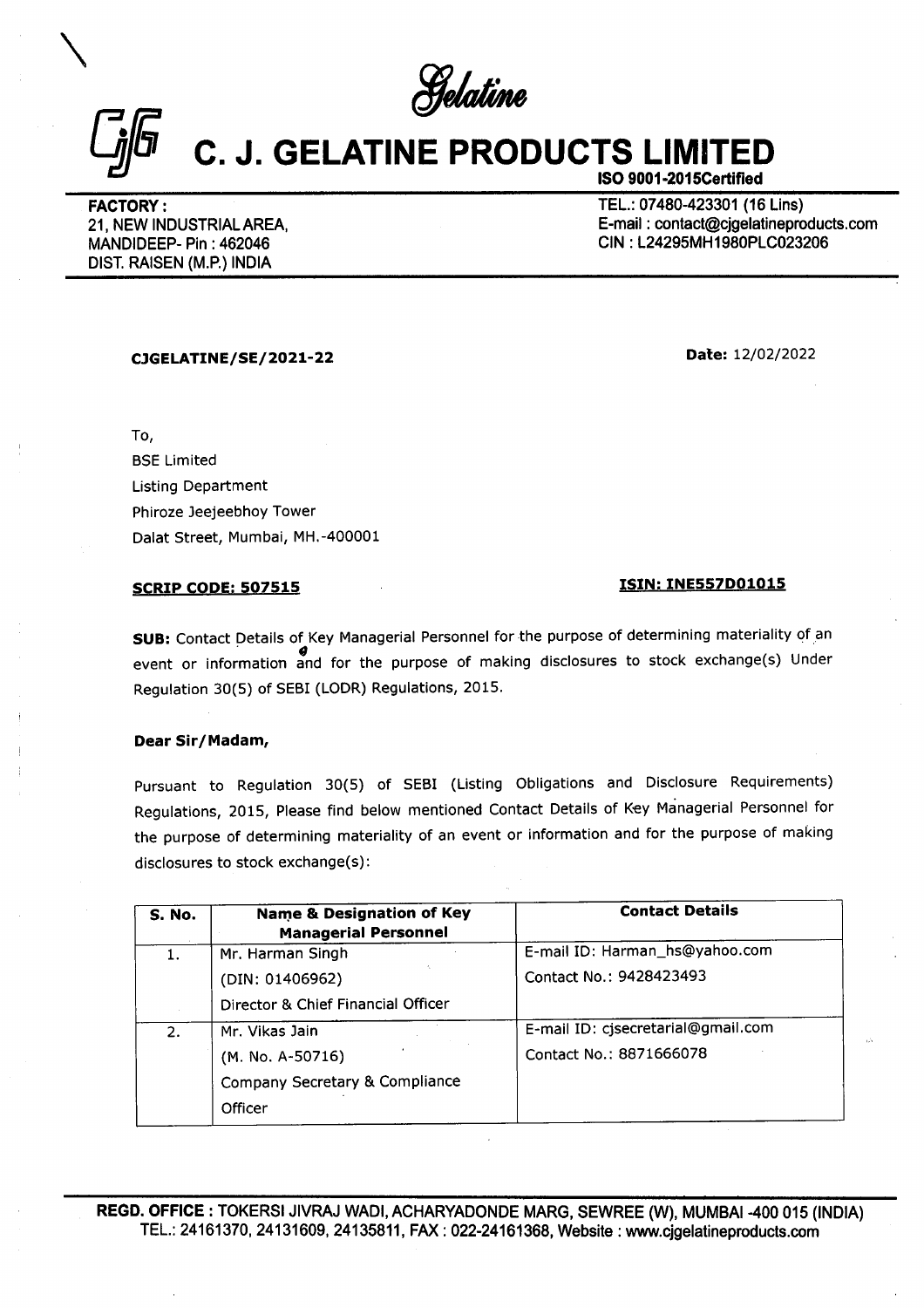Gelatine

# C. J. GELATINE PRODUCTS LIMITED

ISO 9001-2015Certified

FACTORY :
21, NEW INDUSTRIAL AREA,
MANDIDEEP- Pin : 462046
DIST. RAISEN (M.P.) INDIA

TEL.: 07480-423301 (16 Lins)
E-mail : contact@cjgelatineproducts.com
CIN : L24295MH1980PLC023206

**CJGELATINE/SE/2021-22**

**Date:** 12/02/2022

To,
BSE Limited
Listing Department
Phiroze Jeejeebhoy Tower
Dalat Street, Mumbai, MH.-400001

**SCRIP CODE: 507515** **ISIN: INE557D01015**

**SUB:** Contact Details of Key Managerial Personnel for the purpose of determining materiality of an event or information and for the purpose of making disclosures to stock exchange(s) Under Regulation 30(5) of SEBI (LODR) Regulations, 2015.

**Dear Sir/Madam,**

Pursuant to Regulation 30(5) of SEBI (Listing Obligations and Disclosure Requirements) Regulations, 2015, Please find below mentioned Contact Details of Key Managerial Personnel for the purpose of determining materiality of an event or information and for the purpose of making disclosures to stock exchange(s):

| S. No. | Name & Designation of Key Managerial Personnel | Contact Details |
|---|---|---|
| 1. | Mr. Harman Singh<br>(DIN: 01406962)<br>Director & Chief Financial Officer | E-mail ID: Harman_hs@yahoo.com<br>Contact No.: 9428423493 |
| 2. | Mr. Vikas Jain<br>(M. No. A-50716)<br>Company Secretary & Compliance Officer | E-mail ID: cjsecretarial@gmail.com<br>Contact No.: 8871666078 |

REGD. OFFICE : TOKERSI JIVRAJ WADI, ACHARYADONDE MARG, SEWREE (W), MUMBAI -400 015 (INDIA)
TEL.: 24161370, 24131609, 24135811, FAX : 022-24161368, Website : www.cjgelatineproducts.com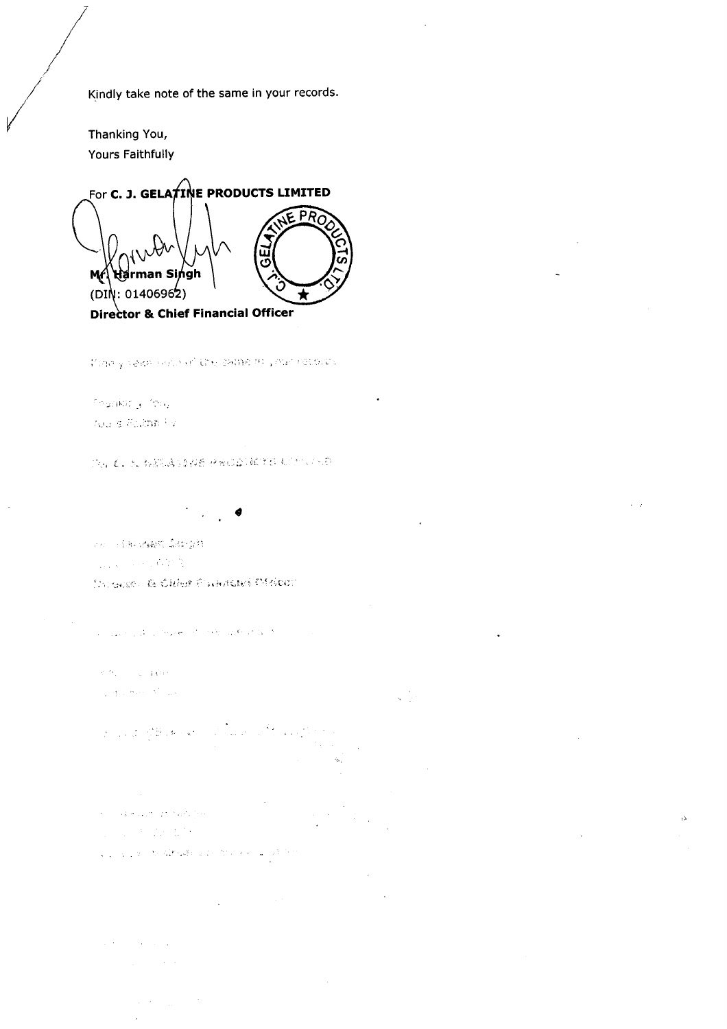Kindly take note of the same in your records.

Thanking You,

Yours Faithfully

For **C. J. GELATINE PRODUCTS LIMITED**

**Mr. Harman Singh**

(DIN: 01406962)

**Director & Chief Financial Officer**